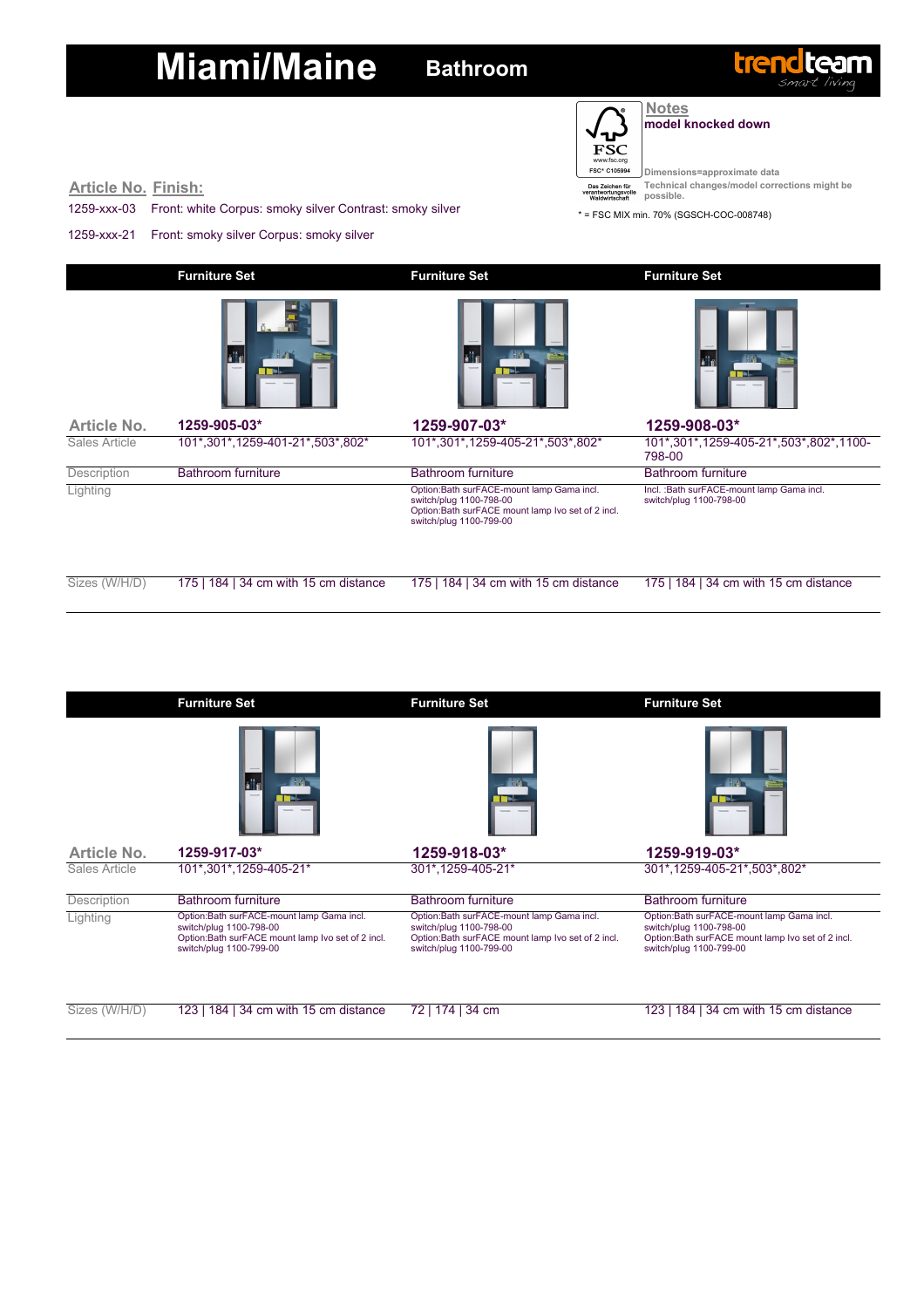# Miami/Maine Bathroom

trendteam smart living

**Notes**
**model knocked down**

FSC www.fsc.org FSC® C105994
Das Zeichen für verantwortungsvolle Waldwirtschaft

Dimensions=approximate data
Technical changes/model corrections might be possible.

* = FSC MIX min. 70% (SGSCH-COC-008748)

| Article No. | Finish: |
|---|---|
| 1259-xxx-03 | Front: white Corpus: smoky silver Contrast: smoky silver |
| 1259-xxx-21 | Front: smoky silver Corpus: smoky silver |

| | Furniture Set | Furniture Set | Furniture Set |
|---|---|---|---|
| Article No. | 1259-905-03* | 1259-907-03* | 1259-908-03* |
| Sales Article | 101*,301*,1259-401-21*,503*,802* | 101*,301*,1259-405-21*,503*,802* | 101*,301*,1259-405-21*,503*,802*,1100-798-00 |
| Description | Bathroom furniture | Bathroom furniture | Bathroom furniture |
| Lighting | | Option:Bath surFACE-mount lamp Gama incl. switch/plug 1100-798-00<br>Option:Bath surFACE mount lamp Ivo set of 2 incl. switch/plug 1100-799-00 | Incl. :Bath surFACE-mount lamp Gama incl. switch/plug 1100-798-00 |
| Sizes (W/H/D) | 175 \| 184 \| 34 cm with 15 cm distance | 175 \| 184 \| 34 cm with 15 cm distance | 175 \| 184 \| 34 cm with 15 cm distance |

| | Furniture Set | Furniture Set | Furniture Set |
|---|---|---|---|
| Article No. | 1259-917-03* | 1259-918-03* | 1259-919-03* |
| Sales Article | 101*,301*,1259-405-21* | 301*,1259-405-21* | 301*,1259-405-21*,503*,802* |
| Description | Bathroom furniture | Bathroom furniture | Bathroom furniture |
| Lighting | Option:Bath surFACE-mount lamp Gama incl. switch/plug 1100-798-00<br>Option:Bath surFACE mount lamp Ivo set of 2 incl. switch/plug 1100-799-00 | Option:Bath surFACE-mount lamp Gama incl. switch/plug 1100-798-00<br>Option:Bath surFACE mount lamp Ivo set of 2 incl. switch/plug 1100-799-00 | Option:Bath surFACE-mount lamp Gama incl. switch/plug 1100-798-00<br>Option:Bath surFACE mount lamp Ivo set of 2 incl. switch/plug 1100-799-00 |
| Sizes (W/H/D) | 123 \| 184 \| 34 cm with 15 cm distance | 72 \| 174 \| 34 cm | 123 \| 184 \| 34 cm with 15 cm distance |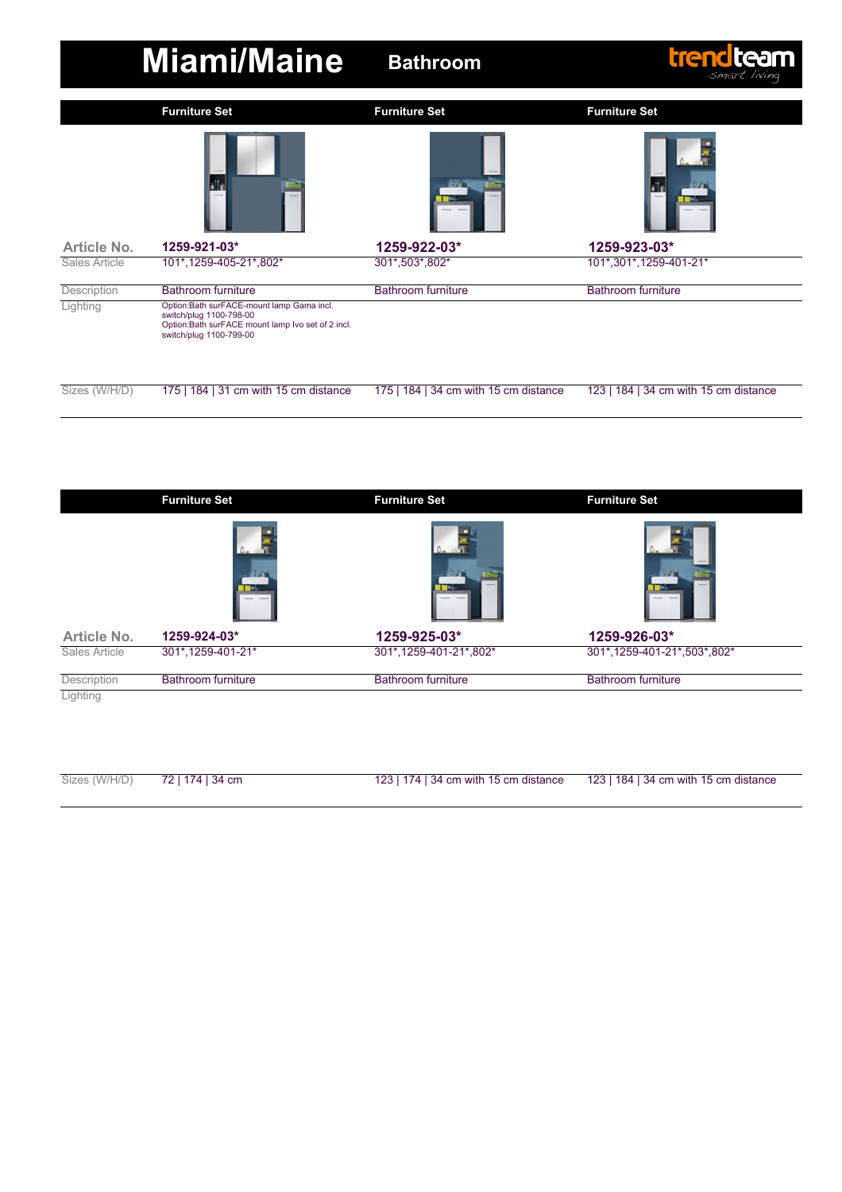# Miami/Maine

## Bathroom

| | Furniture Set | Furniture Set | Furniture Set |
|---|---|---|---|
| Article No. | 1259-921-03* | 1259-922-03* | 1259-923-03* |
| Sales Article | 101*,1259-405-21*,802* | 301*,503*,802* | 101*,301*,1259-401-21* |
| Description | Bathroom furniture | Bathroom furniture | Bathroom furniture |
| Lighting | Option:Bath surFACE-mount lamp Gama incl. switch/plug 1100-798-00 Option:Bath surFACE mount lamp Ivo set of 2 incl. switch/plug 1100-799-00 | | |
| Sizes (W/H/D) | 175 \| 184 \| 31 cm with 15 cm distance | 175 \| 184 \| 34 cm with 15 cm distance | 123 \| 184 \| 34 cm with 15 cm distance |

| | Furniture Set | Furniture Set | Furniture Set |
|---|---|---|---|
| Article No. | 1259-924-03* | 1259-925-03* | 1259-926-03* |
| Sales Article | 301*,1259-401-21* | 301*,1259-401-21*,802* | 301*,1259-401-21*,503*,802* |
| Description | Bathroom furniture | Bathroom furniture | Bathroom furniture |
| Lighting | | | |
| Sizes (W/H/D) | 72 \| 174 \| 34 cm | 123 \| 174 \| 34 cm with 15 cm distance | 123 \| 184 \| 34 cm with 15 cm distance |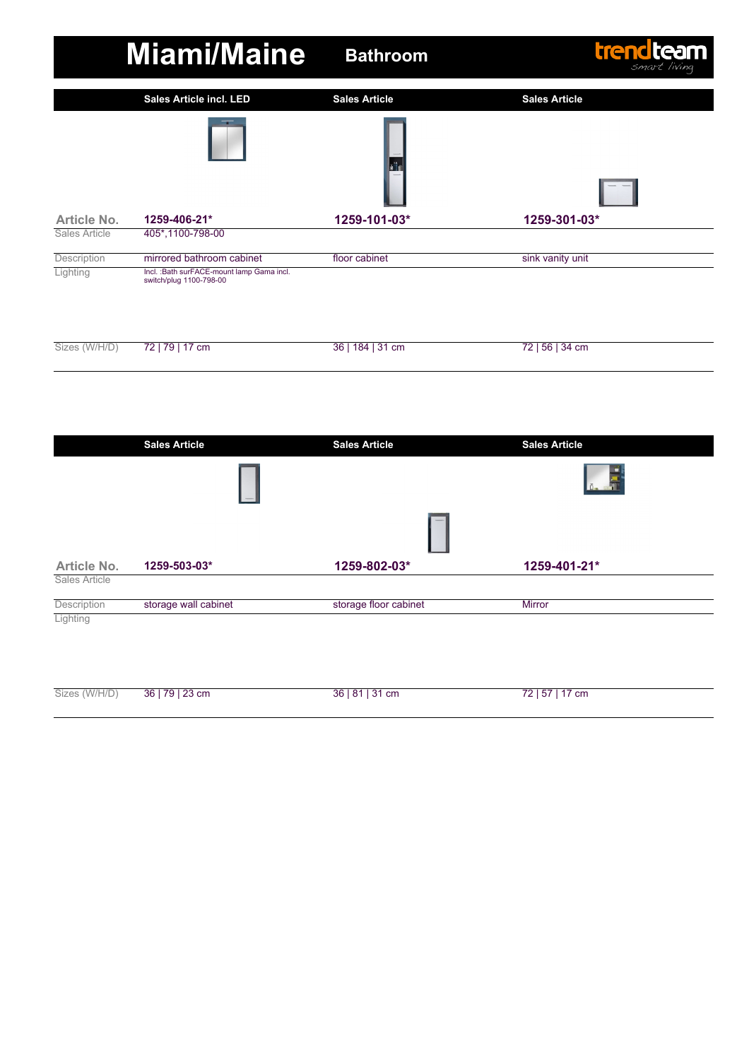# Miami/Maine Bathroom

trendteam smart living

| | Sales Article incl. LED | Sales Article | Sales Article |
|---|---|---|---|
| Article No. | 1259-406-21* | 1259-101-03* | 1259-301-03* |
| Sales Article | 405*,1100-798-00 | | |
| Description | mirrored bathroom cabinet | floor cabinet | sink vanity unit |
| Lighting | Incl. :Bath surFACE-mount lamp Gama incl. switch/plug 1100-798-00 | | |
| Sizes (W/H/D) | 72 \| 79 \| 17 cm | 36 \| 184 \| 31 cm | 72 \| 56 \| 34 cm |

| | Sales Article | Sales Article | Sales Article |
|---|---|---|---|
| Article No. | 1259-503-03* | 1259-802-03* | 1259-401-21* |
| Sales Article | | | |
| Description | storage wall cabinet | storage floor cabinet | Mirror |
| Lighting | | | |
| Sizes (W/H/D) | 36 \| 79 \| 23 cm | 36 \| 81 \| 31 cm | 72 \| 57 \| 17 cm |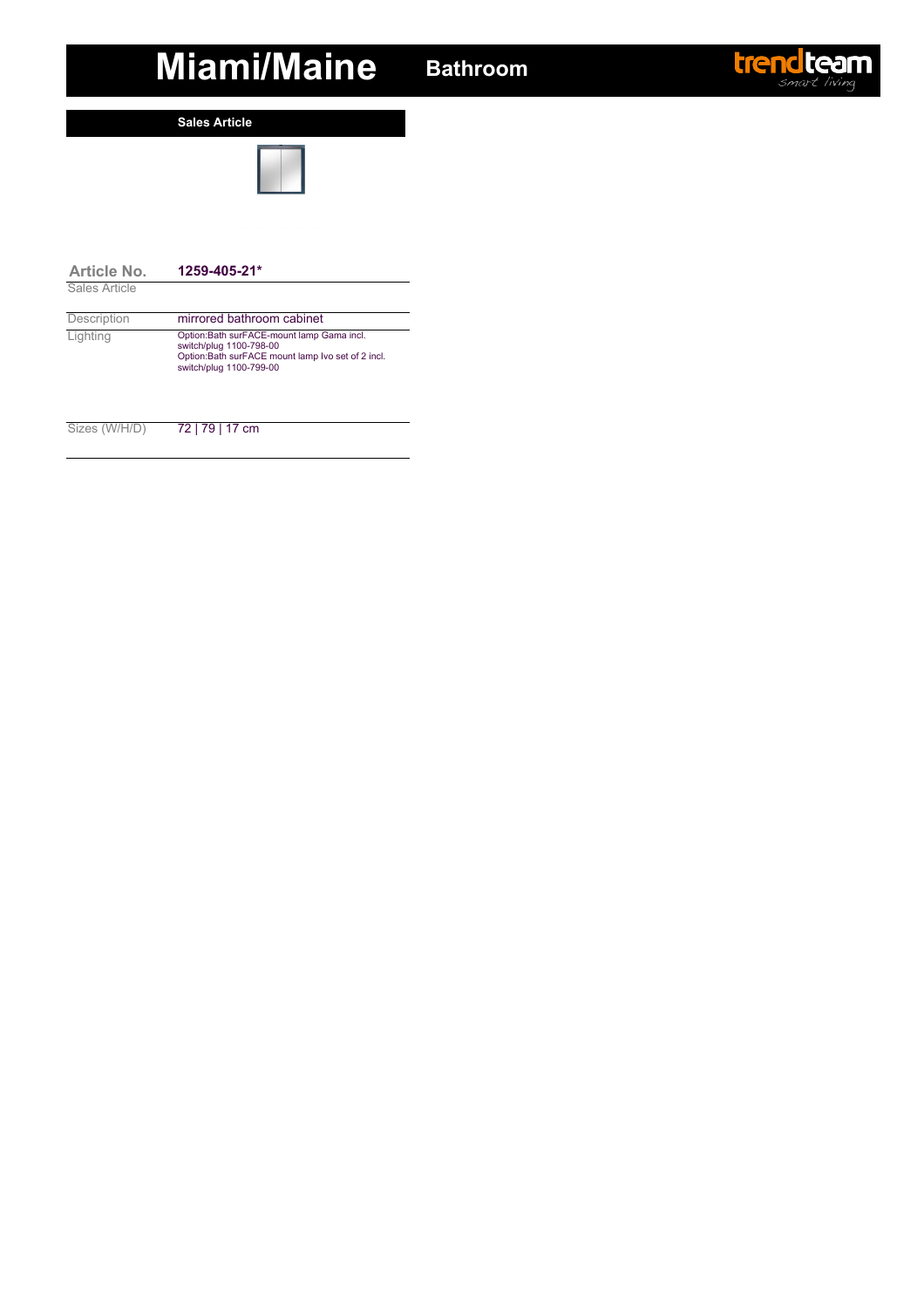# Miami/Maine

## Bathroom

### Sales Article

| Article No. | 1259-405-21* |
| --- | --- |
| Sales Article | |
| Description | mirrored bathroom cabinet |
| Lighting | Option:Bath surFACE-mount lamp Gama incl. switch/plug 1100-798-00<br>Option:Bath surFACE mount lamp Ivo set of 2 incl. switch/plug 1100-799-00 |
| Sizes (W/H/D) | 72 \| 79 \| 17 cm |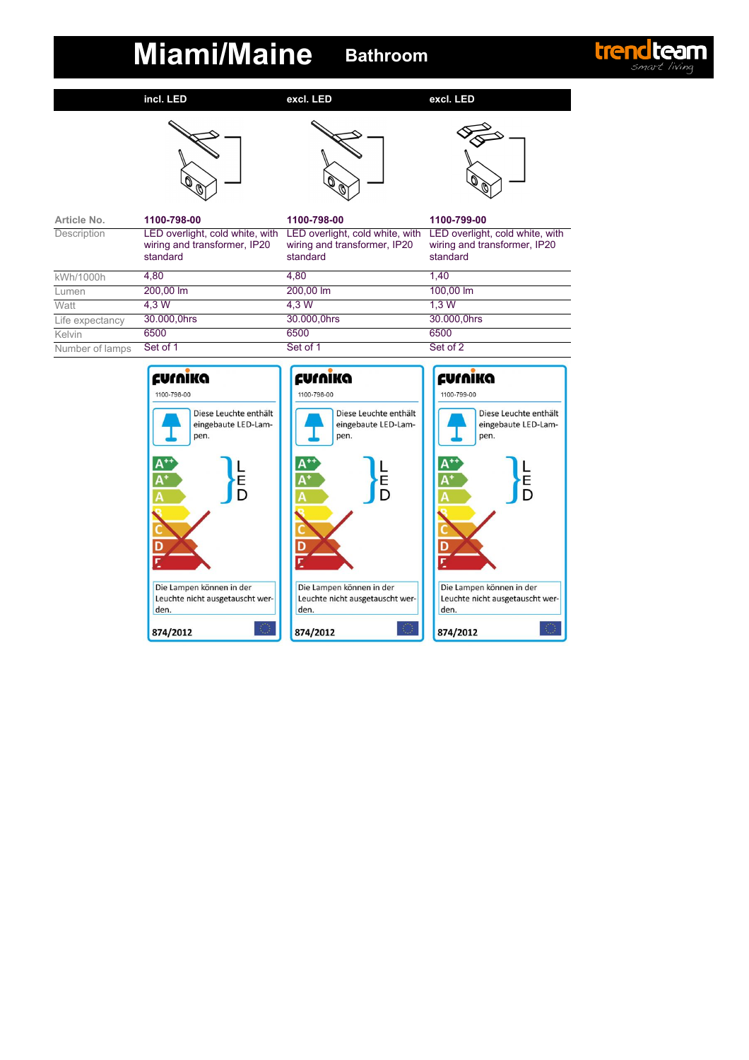# Miami/Maine Bathroom

trendteam smart living

| | incl. LED | excl. LED | excl. LED |
|---|---|---|---|
| Article No. | **1100-798-00** | **1100-798-00** | **1100-799-00** |
| Description | LED overlight, cold white, with wiring and transformer, IP20 standard | LED overlight, cold white, with wiring and transformer, IP20 standard | LED overlight, cold white, with wiring and transformer, IP20 standard |
| kWh/1000h | 4,80 | 4,80 | 1,40 |
| Lumen | 200,00 lm | 200,00 lm | 100,00 lm |
| Watt | 4,3 W | 4,3 W | 1,3 W |
| Life expectancy | 30.000,0hrs | 30.000,0hrs | 30.000,0hrs |
| Kelvin | 6500 | 6500 | 6500 |
| Number of lamps | Set of 1 | Set of 1 | Set of 2 |

**Furnika** – 1100-798-00

Diese Leuchte enthält eingebaute LED-Lampen.

A++ / A+ / A – LED

Die Lampen können in der Leuchte nicht ausgetauscht werden.

874/2012

**Furnika** – 1100-798-00

Diese Leuchte enthält eingebaute LED-Lampen.

A++ / A+ / A – LED

Die Lampen können in der Leuchte nicht ausgetauscht werden.

874/2012

**Furnika** – 1100-799-00

Diese Leuchte enthält eingebaute LED-Lampen.

A++ / A+ / A – LED

Die Lampen können in der Leuchte nicht ausgetauscht werden.

874/2012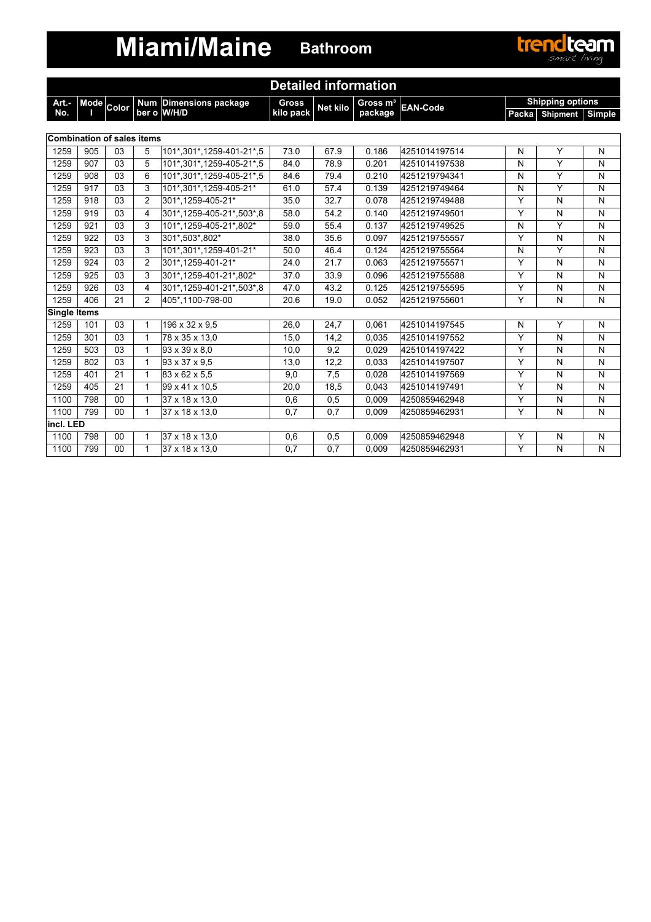# Miami/Maine Bathroom

trendteam smart living

## Detailed information

| Art.-No. | Model | Color | Number | Dimensions package W/H/D | Gross kilo pack | Net kilo | Gross m³ package | EAN-Code | Shipping options | | |
|---|---|---|---|---|---|---|---|---|---|---|---|
| | | | | | | | | | Packa | Shipment | Simple |
| **Combination of sales items** | | | | | | | | | | | |
| 1259 | 905 | 03 | 5 | 101*,301*,1259-401-21*,5 | 73.0 | 67.9 | 0.186 | 4251014197514 | N | Y | N |
| 1259 | 907 | 03 | 5 | 101*,301*,1259-405-21*,5 | 84.0 | 78.9 | 0.201 | 4251014197538 | N | Y | N |
| 1259 | 908 | 03 | 6 | 101*,301*,1259-405-21*,5 | 84.6 | 79.4 | 0.210 | 4251219794341 | N | Y | N |
| 1259 | 917 | 03 | 3 | 101*,301*,1259-405-21* | 61.0 | 57.4 | 0.139 | 4251219749464 | N | Y | N |
| 1259 | 918 | 03 | 2 | 301*,1259-405-21* | 35.0 | 32.7 | 0.078 | 4251219749488 | Y | N | N |
| 1259 | 919 | 03 | 4 | 301*,1259-405-21*,503*,8 | 58.0 | 54.2 | 0.140 | 4251219749501 | Y | N | N |
| 1259 | 921 | 03 | 3 | 101*,1259-405-21*,802* | 59.0 | 55.4 | 0.137 | 4251219749525 | N | Y | N |
| 1259 | 922 | 03 | 3 | 301*,503*,802* | 38.0 | 35.6 | 0.097 | 4251219755557 | Y | N | N |
| 1259 | 923 | 03 | 3 | 101*,301*,1259-401-21* | 50.0 | 46.4 | 0.124 | 4251219755564 | N | Y | N |
| 1259 | 924 | 03 | 2 | 301*,1259-401-21* | 24.0 | 21.7 | 0.063 | 4251219755571 | Y | N | N |
| 1259 | 925 | 03 | 3 | 301*,1259-401-21*,802* | 37.0 | 33.9 | 0.096 | 4251219755588 | Y | N | N |
| 1259 | 926 | 03 | 4 | 301*,1259-401-21*,503*,8 | 47.0 | 43.2 | 0.125 | 4251219755595 | Y | N | N |
| 1259 | 406 | 21 | 2 | 405*,1100-798-00 | 20.6 | 19.0 | 0.052 | 4251219755601 | Y | N | N |
| **Single Items** | | | | | | | | | | | |
| 1259 | 101 | 03 | 1 | 196 x 32 x 9,5 | 26,0 | 24,7 | 0,061 | 4251014197545 | N | Y | N |
| 1259 | 301 | 03 | 1 | 78 x 35 x 13,0 | 15,0 | 14,2 | 0,035 | 4251014197552 | Y | N | N |
| 1259 | 503 | 03 | 1 | 93 x 39 x 8,0 | 10,0 | 9,2 | 0,029 | 4251014197422 | Y | N | N |
| 1259 | 802 | 03 | 1 | 93 x 37 x 9,5 | 13,0 | 12,2 | 0,033 | 4251014197507 | Y | N | N |
| 1259 | 401 | 21 | 1 | 83 x 62 x 5,5 | 9,0 | 7,5 | 0,028 | 4251014197569 | Y | N | N |
| 1259 | 405 | 21 | 1 | 99 x 41 x 10,5 | 20,0 | 18,5 | 0,043 | 4251014197491 | Y | N | N |
| 1100 | 798 | 00 | 1 | 37 x 18 x 13,0 | 0,6 | 0,5 | 0,009 | 4250859462948 | Y | N | N |
| 1100 | 799 | 00 | 1 | 37 x 18 x 13,0 | 0,7 | 0,7 | 0,009 | 4250859462931 | Y | N | N |
| **incl. LED** | | | | | | | | | | | |
| 1100 | 798 | 00 | 1 | 37 x 18 x 13,0 | 0,6 | 0,5 | 0,009 | 4250859462948 | Y | N | N |
| 1100 | 799 | 00 | 1 | 37 x 18 x 13,0 | 0,7 | 0,7 | 0,009 | 4250859462931 | Y | N | N |